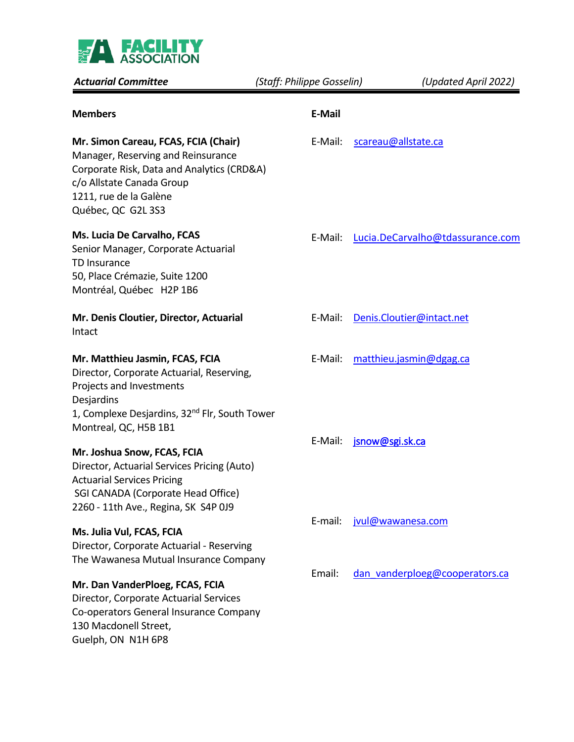**FACILITY ASSOCIATION**

***Actualrial Committee*** *(Staff: Philippe Gosselin)* *(Updated April 2022)*

| Members | E-Mail |
| --- | --- |
| **Mr. Simon Careau, FCAS, FCIA (Chair)**<br>Manager, Reserving and Reinsurance<br>Corporate Risk, Data and Analytics (CRD&A)<br>c/o Allstate Canada Group<br>1211, rue de la Galène<br>Québec, QC G2L 3S3 | E-Mail: scareau@allstate.ca |
| **Ms. Lucia De Carvalho, FCAS**<br>Senior Manager, Corporate Actuarial<br>TD Insurance<br>50, Place Crémazie, Suite 1200<br>Montréal, Québec H2P 1B6 | E-Mail: Lucia.DeCarvalho@tdassurance.com |
| **Mr. Denis Cloutier, Director, Actuarial**<br>Intact | E-Mail: Denis.Cloutier@intact.net |
| **Mr. Matthieu Jasmin, FCAS, FCIA**<br>Director, Corporate Actuarial, Reserving, Projects and Investments<br>Desjardins<br>1, Complexe Desjardins, 32nd Flr, South Tower<br>Montreal, QC, H5B 1B1 | E-Mail: matthieu.jasmin@dgag.ca |
| **Mr. Joshua Snow, FCAS, FCIA**<br>Director, Actuarial Services Pricing (Auto)<br>Actuarial Services Pricing<br>SGI CANADA (Corporate Head Office)<br>2260 - 11th Ave., Regina, SK S4P 0J9 | E-Mail: jsnow@sgi.sk.ca |
| **Ms. Julia Vul, FCAS, FCIA**<br>Director, Corporate Actuarial - Reserving<br>The Wawanesa Mutual Insurance Company | E-mail: jvul@wawanesa.com |
| **Mr. Dan VanderPloeg, FCAS, FCIA**<br>Director, Corporate Actuarial Services<br>Co-operators General Insurance Company<br>130 Macdonell Street,<br>Guelph, ON N1H 6P8 | Email: dan_vanderploeg@cooperators.ca |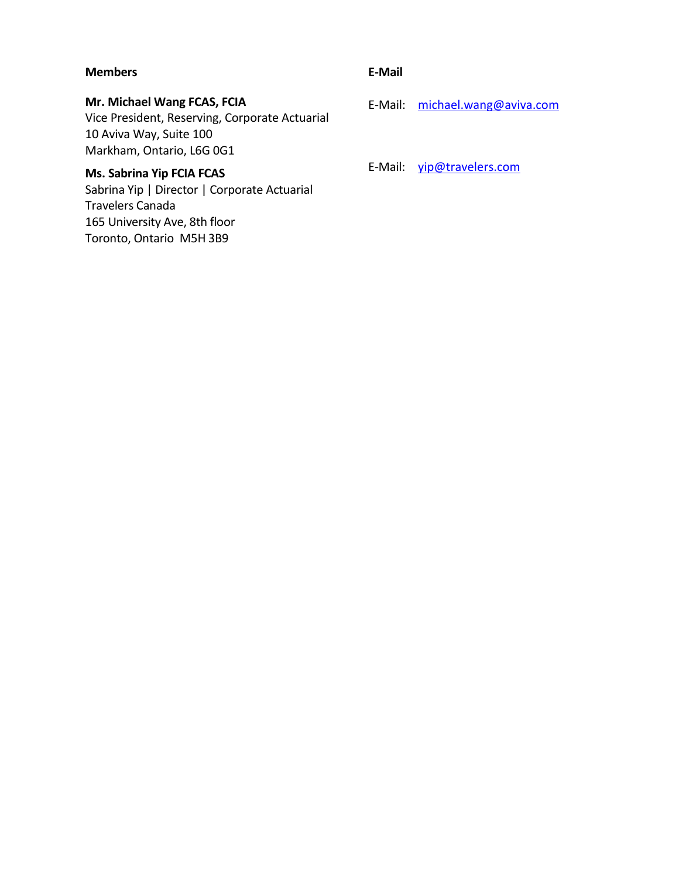| **Members** | **E-Mail** |
| --- | --- |
| **Mr. Michael Wang FCAS, FCIA**<br>Vice President, Reserving, Corporate Actuarial<br>10 Aviva Way, Suite 100<br>Markham, Ontario, L6G 0G1 | E-Mail: michael.wang@aviva.com |
| **Ms. Sabrina Yip FCIA FCAS**<br>Sabrina Yip \| Director \| Corporate Actuarial<br>Travelers Canada<br>165 University Ave, 8th floor<br>Toronto, Ontario  M5H 3B9 | E-Mail: yip@travelers.com |